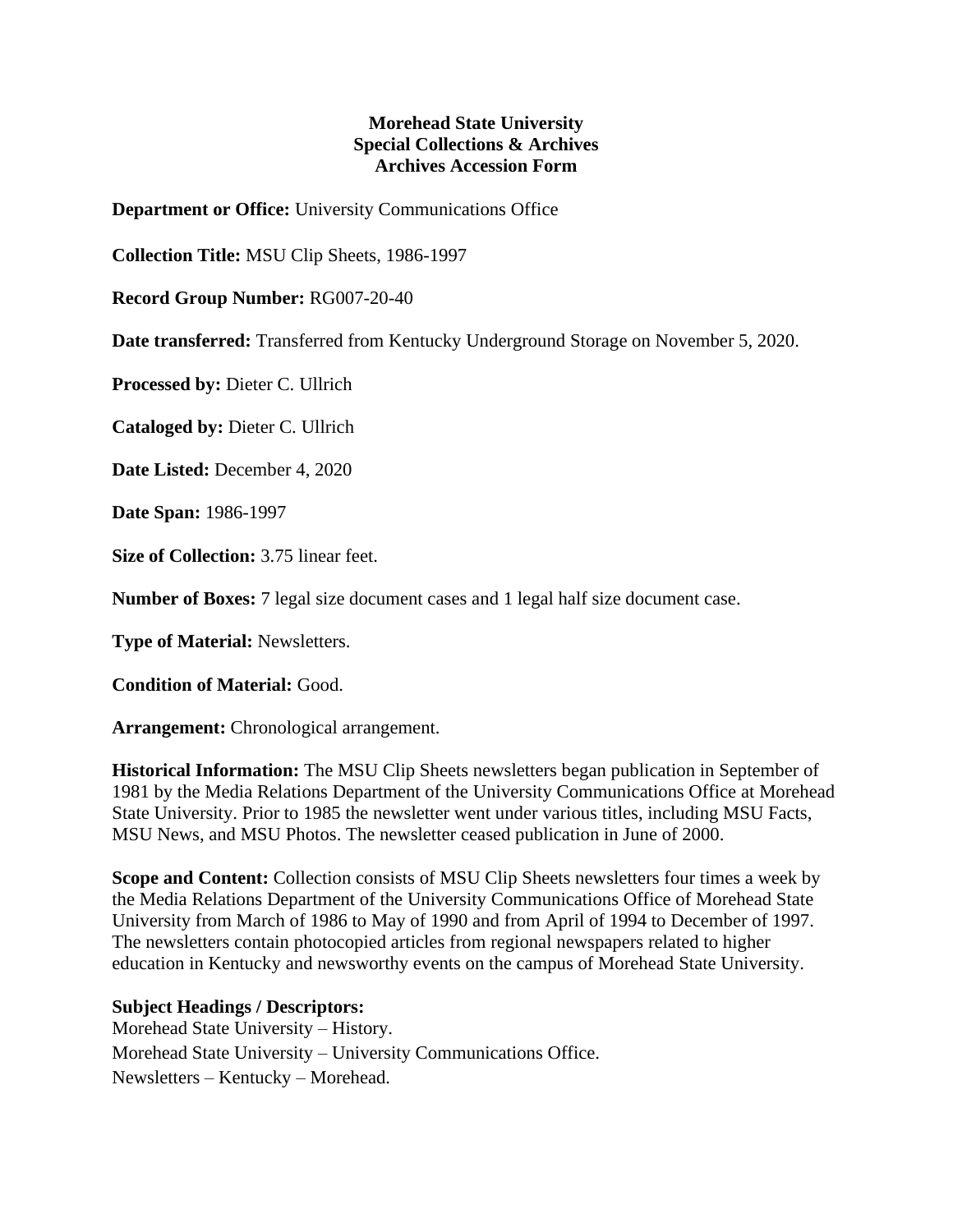**Morehead State University**
**Special Collections & Archives**
**Archives Accession Form**

**Department or Office:** University Communications Office

**Collection Title:** MSU Clip Sheets, 1986-1997

**Record Group Number:** RG007-20-40

**Date transferred:** Transferred from Kentucky Underground Storage on November 5, 2020.

**Processed by:** Dieter C. Ullrich

**Cataloged by:** Dieter C. Ullrich

**Date Listed:** December 4, 2020

**Date Span:** 1986-1997

**Size of Collection:** 3.75 linear feet.

**Number of Boxes:** 7 legal size document cases and 1 legal half size document case.

**Type of Material:** Newsletters.

**Condition of Material:** Good.

**Arrangement:** Chronological arrangement.

**Historical Information:** The MSU Clip Sheets newsletters began publication in September of 1981 by the Media Relations Department of the University Communications Office at Morehead State University. Prior to 1985 the newsletter went under various titles, including MSU Facts, MSU News, and MSU Photos. The newsletter ceased publication in June of 2000.

**Scope and Content:** Collection consists of MSU Clip Sheets newsletters four times a week by the Media Relations Department of the University Communications Office of Morehead State University from March of 1986 to May of 1990 and from April of 1994 to December of 1997. The newsletters contain photocopied articles from regional newspapers related to higher education in Kentucky and newsworthy events on the campus of Morehead State University.

**Subject Headings / Descriptors:**

Morehead State University – History.

Morehead State University – University Communications Office.

Newsletters – Kentucky – Morehead.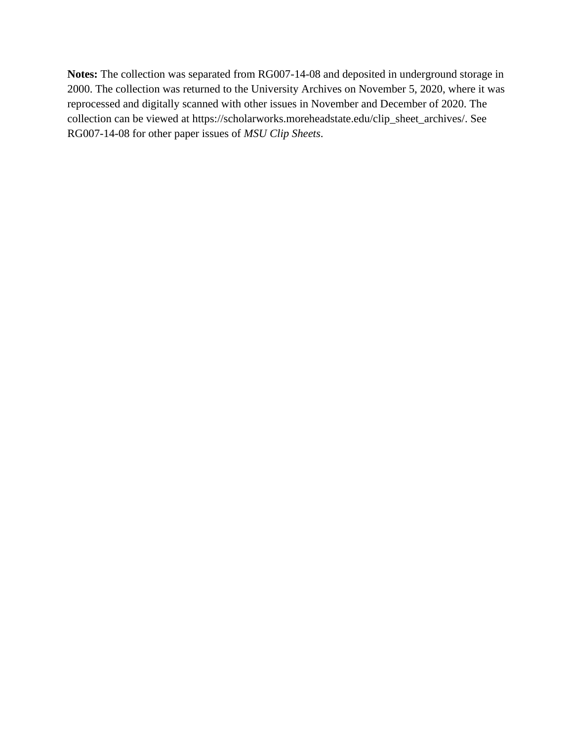**Notes:** The collection was separated from RG007-14-08 and deposited in underground storage in 2000. The collection was returned to the University Archives on November 5, 2020, where it was reprocessed and digitally scanned with other issues in November and December of 2020. The collection can be viewed at https://scholarworks.moreheadstate.edu/clip_sheet_archives/. See RG007-14-08 for other paper issues of *MSU Clip Sheets*.